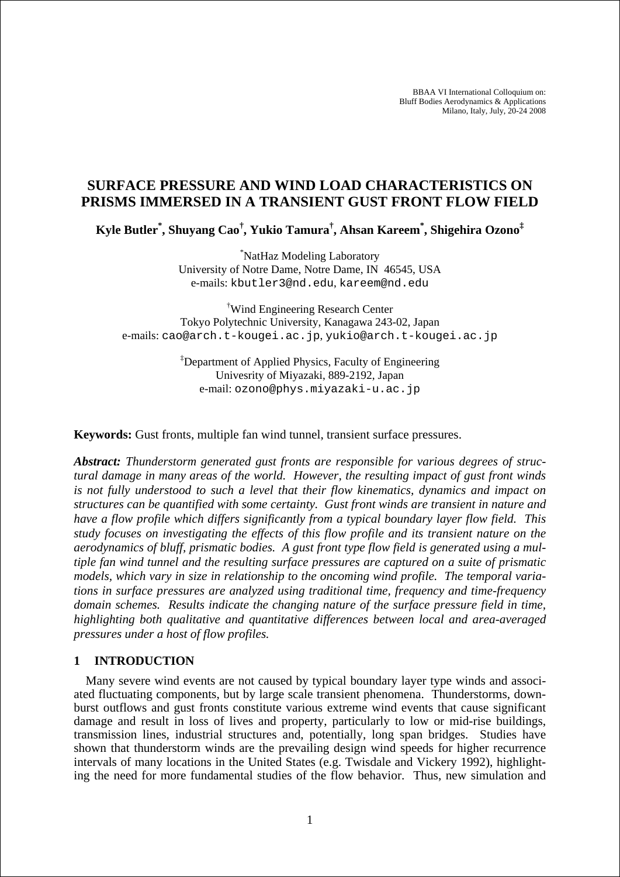BBAA VI International Colloquium on:
Bluff Bodies Aerodynamics & Applications
Milano, Italy, July, 20-24 2008

# SURFACE PRESSURE AND WIND LOAD CHARACTERISTICS ON PRISMS IMMERSED IN A TRANSIENT GUST FRONT FLOW FIELD

**Kyle Butler[*], Shuyang Cao[†], Yukio Tamura[†], Ahsan Kareem[*], Shigehira Ozono[‡]**

[*]NatHaz Modeling Laboratory
University of Notre Dame, Notre Dame, IN 46545, USA
e-mails: kbutler3@nd.edu, kareem@nd.edu

[†]Wind Engineering Research Center
Tokyo Polytechnic University, Kanagawa 243-02, Japan
e-mails: cao@arch.t-kougei.ac.jp, yukio@arch.t-kougei.ac.jp

[‡]Department of Applied Physics, Faculty of Engineering
Univesrity of Miyazaki, 889-2192, Japan
e-mail: ozono@phys.miyazaki-u.ac.jp

**Keywords:** Gust fronts, multiple fan wind tunnel, transient surface pressures.

***Abstract:*** *Thunderstorm generated gust fronts are responsible for various degrees of structural damage in many areas of the world. However, the resulting impact of gust front winds is not fully understood to such a level that their flow kinematics, dynamics and impact on structures can be quantified with some certainty. Gust front winds are transient in nature and have a flow profile which differs significantly from a typical boundary layer flow field. This study focuses on investigating the effects of this flow profile and its transient nature on the aerodynamics of bluff, prismatic bodies. A gust front type flow field is generated using a multiple fan wind tunnel and the resulting surface pressures are captured on a suite of prismatic models, which vary in size in relationship to the oncoming wind profile. The temporal variations in surface pressures are analyzed using traditional time, frequency and time-frequency domain schemes. Results indicate the changing nature of the surface pressure field in time, highlighting both qualitative and quantitative differences between local and area-averaged pressures under a host of flow profiles.*

## 1 INTRODUCTION

Many severe wind events are not caused by typical boundary layer type winds and associated fluctuating components, but by large scale transient phenomena. Thunderstorms, downburst outflows and gust fronts constitute various extreme wind events that cause significant damage and result in loss of lives and property, particularly to low or mid-rise buildings, transmission lines, industrial structures and, potentially, long span bridges. Studies have shown that thunderstorm winds are the prevailing design wind speeds for higher recurrence intervals of many locations in the United States (e.g. Twisdale and Vickery 1992), highlighting the need for more fundamental studies of the flow behavior. Thus, new simulation and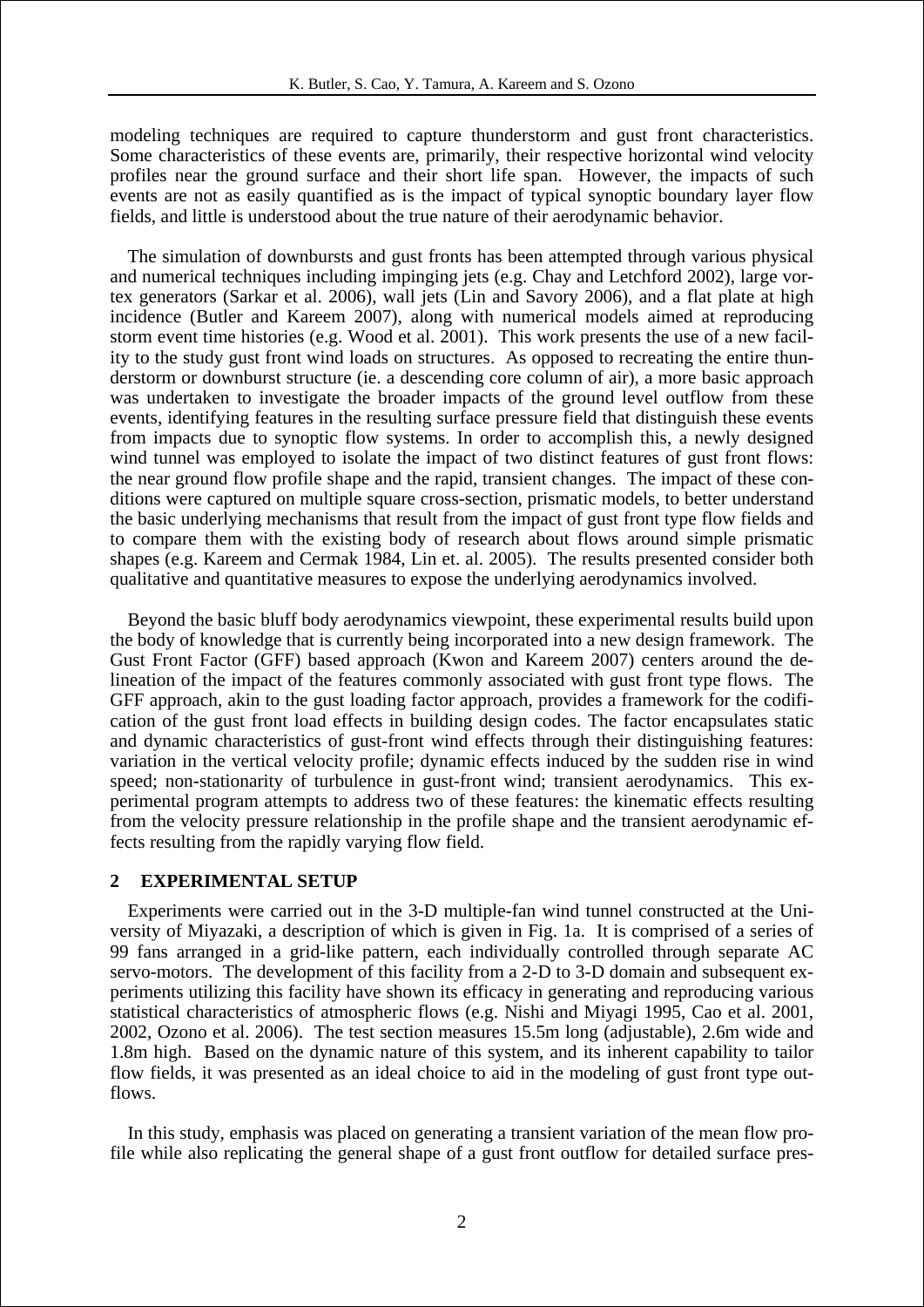modeling techniques are required to capture thunderstorm and gust front characteristics. Some characteristics of these events are, primarily, their respective horizontal wind velocity profiles near the ground surface and their short life span. However, the impacts of such events are not as easily quantified as is the impact of typical synoptic boundary layer flow fields, and little is understood about the true nature of their aerodynamic behavior.

The simulation of downbursts and gust fronts has been attempted through various physical and numerical techniques including impinging jets (e.g. Chay and Letchford 2002), large vortex generators (Sarkar et al. 2006), wall jets (Lin and Savory 2006), and a flat plate at high incidence (Butler and Kareem 2007), along with numerical models aimed at reproducing storm event time histories (e.g. Wood et al. 2001). This work presents the use of a new facility to the study gust front wind loads on structures. As opposed to recreating the entire thunderstorm or downburst structure (ie. a descending core column of air), a more basic approach was undertaken to investigate the broader impacts of the ground level outflow from these events, identifying features in the resulting surface pressure field that distinguish these events from impacts due to synoptic flow systems. In order to accomplish this, a newly designed wind tunnel was employed to isolate the impact of two distinct features of gust front flows: the near ground flow profile shape and the rapid, transient changes. The impact of these conditions were captured on multiple square cross-section, prismatic models, to better understand the basic underlying mechanisms that result from the impact of gust front type flow fields and to compare them with the existing body of research about flows around simple prismatic shapes (e.g. Kareem and Cermak 1984, Lin et. al. 2005). The results presented consider both qualitative and quantitative measures to expose the underlying aerodynamics involved.

Beyond the basic bluff body aerodynamics viewpoint, these experimental results build upon the body of knowledge that is currently being incorporated into a new design framework. The Gust Front Factor (GFF) based approach (Kwon and Kareem 2007) centers around the delineation of the impact of the features commonly associated with gust front type flows. The GFF approach, akin to the gust loading factor approach, provides a framework for the codification of the gust front load effects in building design codes. The factor encapsulates static and dynamic characteristics of gust-front wind effects through their distinguishing features: variation in the vertical velocity profile; dynamic effects induced by the sudden rise in wind speed; non-stationarity of turbulence in gust-front wind; transient aerodynamics. This experimental program attempts to address two of these features: the kinematic effects resulting from the velocity pressure relationship in the profile shape and the transient aerodynamic effects resulting from the rapidly varying flow field.

## 2 EXPERIMENTAL SETUP

Experiments were carried out in the 3-D multiple-fan wind tunnel constructed at the University of Miyazaki, a description of which is given in Fig. 1a. It is comprised of a series of 99 fans arranged in a grid-like pattern, each individually controlled through separate AC servo-motors. The development of this facility from a 2-D to 3-D domain and subsequent experiments utilizing this facility have shown its efficacy in generating and reproducing various statistical characteristics of atmospheric flows (e.g. Nishi and Miyagi 1995, Cao et al. 2001, 2002, Ozono et al. 2006). The test section measures 15.5m long (adjustable), 2.6m wide and 1.8m high. Based on the dynamic nature of this system, and its inherent capability to tailor flow fields, it was presented as an ideal choice to aid in the modeling of gust front type outflows.

In this study, emphasis was placed on generating a transient variation of the mean flow profile while also replicating the general shape of a gust front outflow for detailed surface pres-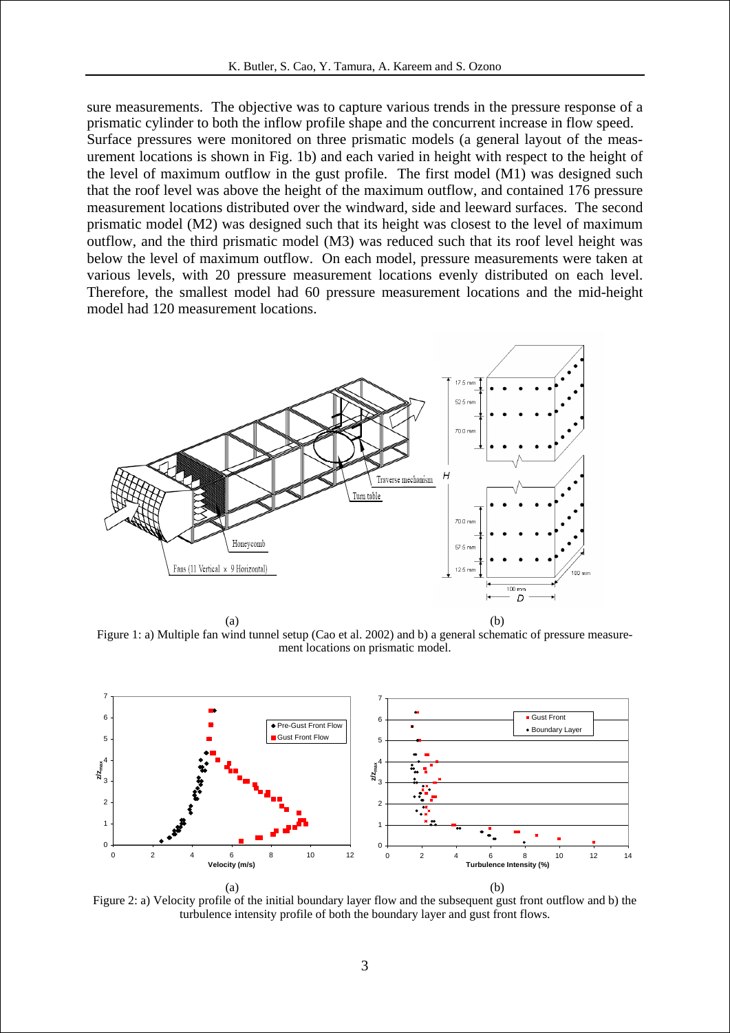sure measurements. The objective was to capture various trends in the pressure response of a prismatic cylinder to both the inflow profile shape and the concurrent increase in flow speed. Surface pressures were monitored on three prismatic models (a general layout of the measurement locations is shown in Fig. 1b) and each varied in height with respect to the height of the level of maximum outflow in the gust profile. The first model (M1) was designed such that the roof level was above the height of the maximum outflow, and contained 176 pressure measurement locations distributed over the windward, side and leeward surfaces. The second prismatic model (M2) was designed such that its height was closest to the level of maximum outflow, and the third prismatic model (M3) was reduced such that its roof level height was below the level of maximum outflow. On each model, pressure measurements were taken at various levels, with 20 pressure measurement locations evenly distributed on each level. Therefore, the smallest model had 60 pressure measurement locations and the mid-height model had 120 measurement locations.

Figure 1: a) Multiple fan wind tunnel setup (Cao et al. 2002) and b) a general schematic of pressure measurement locations on prismatic model.

Figure 2: a) Velocity profile of the initial boundary layer flow and the subsequent gust front outflow and b) the turbulence intensity profile of both the boundary layer and gust front flows.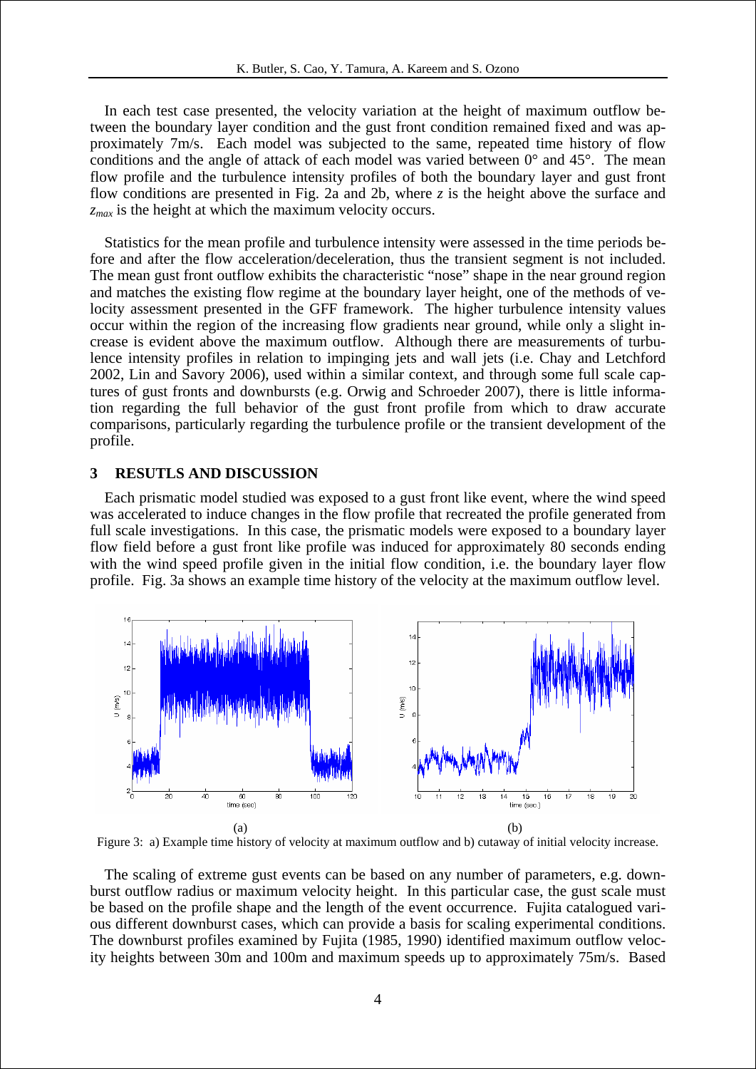In each test case presented, the velocity variation at the height of maximum outflow between the boundary layer condition and the gust front condition remained fixed and was approximately 7m/s. Each model was subjected to the same, repeated time history of flow conditions and the angle of attack of each model was varied between 0° and 45°. The mean flow profile and the turbulence intensity profiles of both the boundary layer and gust front flow conditions are presented in Fig. 2a and 2b, where $z$ is the height above the surface and $z_{max}$ is the height at which the maximum velocity occurs.

Statistics for the mean profile and turbulence intensity were assessed in the time periods before and after the flow acceleration/deceleration, thus the transient segment is not included. The mean gust front outflow exhibits the characteristic "nose" shape in the near ground region and matches the existing flow regime at the boundary layer height, one of the methods of velocity assessment presented in the GFF framework. The higher turbulence intensity values occur within the region of the increasing flow gradients near ground, while only a slight increase is evident above the maximum outflow. Although there are measurements of turbulence intensity profiles in relation to impinging jets and wall jets (i.e. Chay and Letchford 2002, Lin and Savory 2006), used within a similar context, and through some full scale captures of gust fronts and downbursts (e.g. Orwig and Schroeder 2007), there is little information regarding the full behavior of the gust front profile from which to draw accurate comparisons, particularly regarding the turbulence profile or the transient development of the profile.

## 3 RESUTLS AND DISCUSSION

Each prismatic model studied was exposed to a gust front like event, where the wind speed was accelerated to induce changes in the flow profile that recreated the profile generated from full scale investigations. In this case, the prismatic models were exposed to a boundary layer flow field before a gust front like profile was induced for approximately 80 seconds ending with the wind speed profile given in the initial flow condition, i.e. the boundary layer flow profile. Fig. 3a shows an example time history of the velocity at the maximum outflow level.

Figure 3: a) Example time history of velocity at maximum outflow and b) cutaway of initial velocity increase.

The scaling of extreme gust events can be based on any number of parameters, e.g. downburst outflow radius or maximum velocity height. In this particular case, the gust scale must be based on the profile shape and the length of the event occurrence. Fujita catalogued various different downburst cases, which can provide a basis for scaling experimental conditions. The downburst profiles examined by Fujita (1985, 1990) identified maximum outflow velocity heights between 30m and 100m and maximum speeds up to approximately 75m/s. Based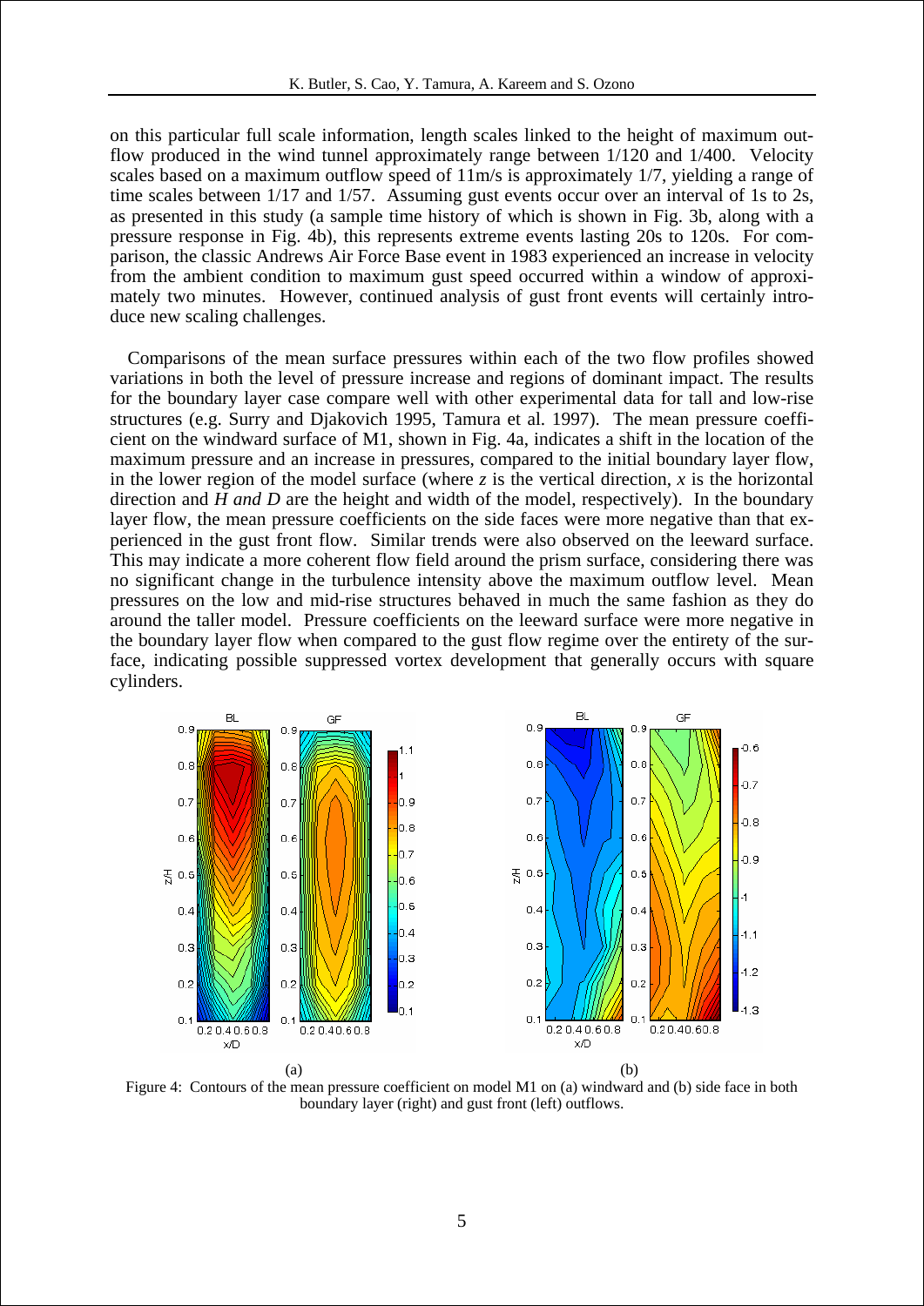on this particular full scale information, length scales linked to the height of maximum outflow produced in the wind tunnel approximately range between 1/120 and 1/400. Velocity scales based on a maximum outflow speed of 11m/s is approximately 1/7, yielding a range of time scales between 1/17 and 1/57. Assuming gust events occur over an interval of 1s to 2s, as presented in this study (a sample time history of which is shown in Fig. 3b, along with a pressure response in Fig. 4b), this represents extreme events lasting 20s to 120s. For comparison, the classic Andrews Air Force Base event in 1983 experienced an increase in velocity from the ambient condition to maximum gust speed occurred within a window of approximately two minutes. However, continued analysis of gust front events will certainly introduce new scaling challenges.

Comparisons of the mean surface pressures within each of the two flow profiles showed variations in both the level of pressure increase and regions of dominant impact. The results for the boundary layer case compare well with other experimental data for tall and low-rise structures (e.g. Surry and Djakovich 1995, Tamura et al. 1997). The mean pressure coefficient on the windward surface of M1, shown in Fig. 4a, indicates a shift in the location of the maximum pressure and an increase in pressures, compared to the initial boundary layer flow, in the lower region of the model surface (where $z$ is the vertical direction, $x$ is the horizontal direction and $H$ *and* $D$ are the height and width of the model, respectively). In the boundary layer flow, the mean pressure coefficients on the side faces were more negative than that experienced in the gust front flow. Similar trends were also observed on the leeward surface. This may indicate a more coherent flow field around the prism surface, considering there was no significant change in the turbulence intensity above the maximum outflow level. Mean pressures on the low and mid-rise structures behaved in much the same fashion as they do around the taller model. Pressure coefficients on the leeward surface were more negative in the boundary layer flow when compared to the gust flow regime over the entirety of the surface, indicating possible suppressed vortex development that generally occurs with square cylinders.

(a) (b)

Figure 4: Contours of the mean pressure coefficient on model M1 on (a) windward and (b) side face in both boundary layer (right) and gust front (left) outflows.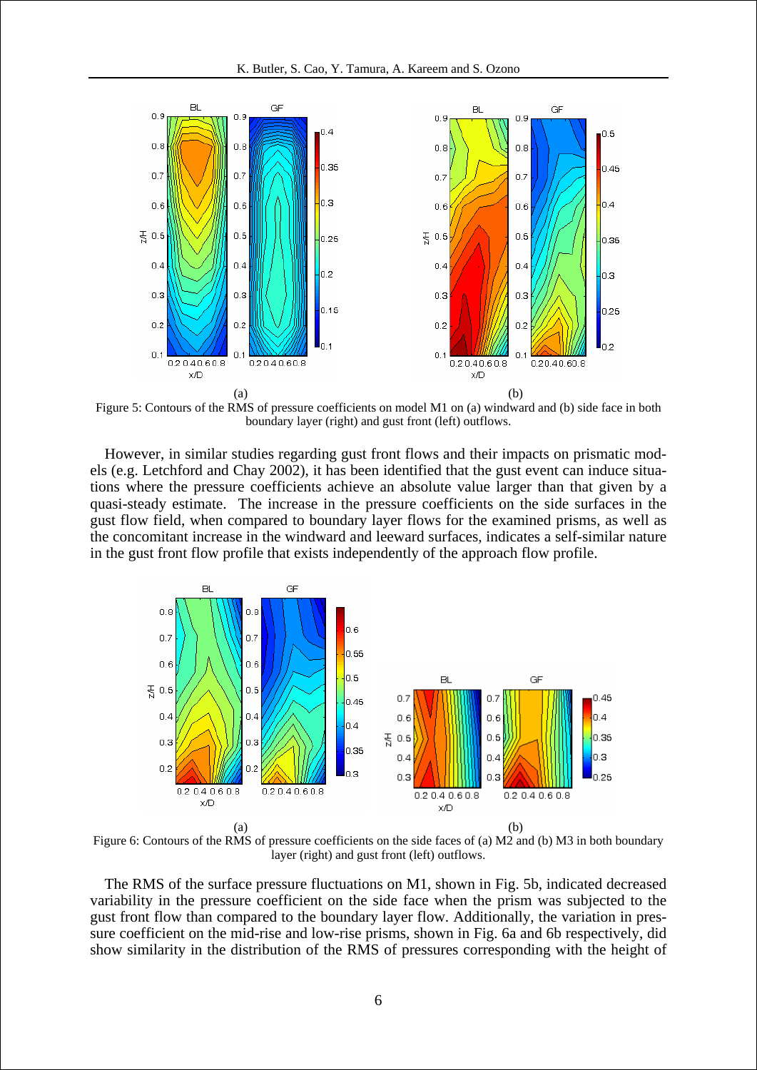(a) (b)

Figure 5: Contours of the RMS of pressure coefficients on model M1 on (a) windward and (b) side face in both boundary layer (right) and gust front (left) outflows.

However, in similar studies regarding gust front flows and their impacts on prismatic models (e.g. Letchford and Chay 2002), it has been identified that the gust event can induce situations where the pressure coefficients achieve an absolute value larger than that given by a quasi-steady estimate. The increase in the pressure coefficients on the side surfaces in the gust flow field, when compared to boundary layer flows for the examined prisms, as well as the concomitant increase in the windward and leeward surfaces, indicates a self-similar nature in the gust front flow profile that exists independently of the approach flow profile.

(a) (b)

Figure 6: Contours of the RMS of pressure coefficients on the side faces of (a) M2 and (b) M3 in both boundary layer (right) and gust front (left) outflows.

The RMS of the surface pressure fluctuations on M1, shown in Fig. 5b, indicated decreased variability in the pressure coefficient on the side face when the prism was subjected to the gust front flow than compared to the boundary layer flow. Additionally, the variation in pressure coefficient on the mid-rise and low-rise prisms, shown in Fig. 6a and 6b respectively, did show similarity in the distribution of the RMS of pressures corresponding with the height of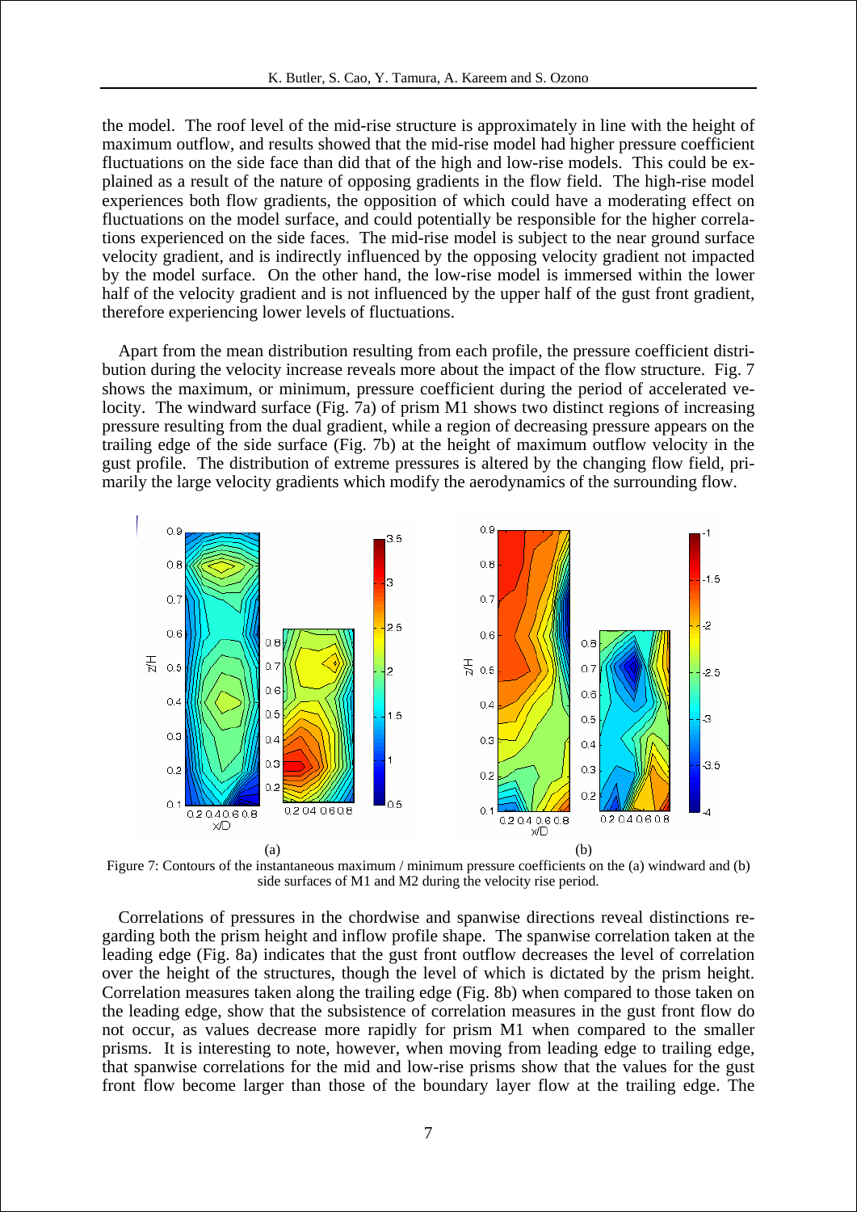the model. The roof level of the mid-rise structure is approximately in line with the height of maximum outflow, and results showed that the mid-rise model had higher pressure coefficient fluctuations on the side face than did that of the high and low-rise models. This could be explained as a result of the nature of opposing gradients in the flow field. The high-rise model experiences both flow gradients, the opposition of which could have a moderating effect on fluctuations on the model surface, and could potentially be responsible for the higher correlations experienced on the side faces. The mid-rise model is subject to the near ground surface velocity gradient, and is indirectly influenced by the opposing velocity gradient not impacted by the model surface. On the other hand, the low-rise model is immersed within the lower half of the velocity gradient and is not influenced by the upper half of the gust front gradient, therefore experiencing lower levels of fluctuations.

Apart from the mean distribution resulting from each profile, the pressure coefficient distribution during the velocity increase reveals more about the impact of the flow structure. Fig. 7 shows the maximum, or minimum, pressure coefficient during the period of accelerated velocity. The windward surface (Fig. 7a) of prism M1 shows two distinct regions of increasing pressure resulting from the dual gradient, while a region of decreasing pressure appears on the trailing edge of the side surface (Fig. 7b) at the height of maximum outflow velocity in the gust profile. The distribution of extreme pressures is altered by the changing flow field, primarily the large velocity gradients which modify the aerodynamics of the surrounding flow.

Figure 7: Contours of the instantaneous maximum / minimum pressure coefficients on the (a) windward and (b) side surfaces of M1 and M2 during the velocity rise period.

Correlations of pressures in the chordwise and spanwise directions reveal distinctions regarding both the prism height and inflow profile shape. The spanwise correlation taken at the leading edge (Fig. 8a) indicates that the gust front outflow decreases the level of correlation over the height of the structures, though the level of which is dictated by the prism height. Correlation measures taken along the trailing edge (Fig. 8b) when compared to those taken on the leading edge, show that the subsistence of correlation measures in the gust front flow do not occur, as values decrease more rapidly for prism M1 when compared to the smaller prisms. It is interesting to note, however, when moving from leading edge to trailing edge, that spanwise correlations for the mid and low-rise prisms show that the values for the gust front flow become larger than those of the boundary layer flow at the trailing edge. The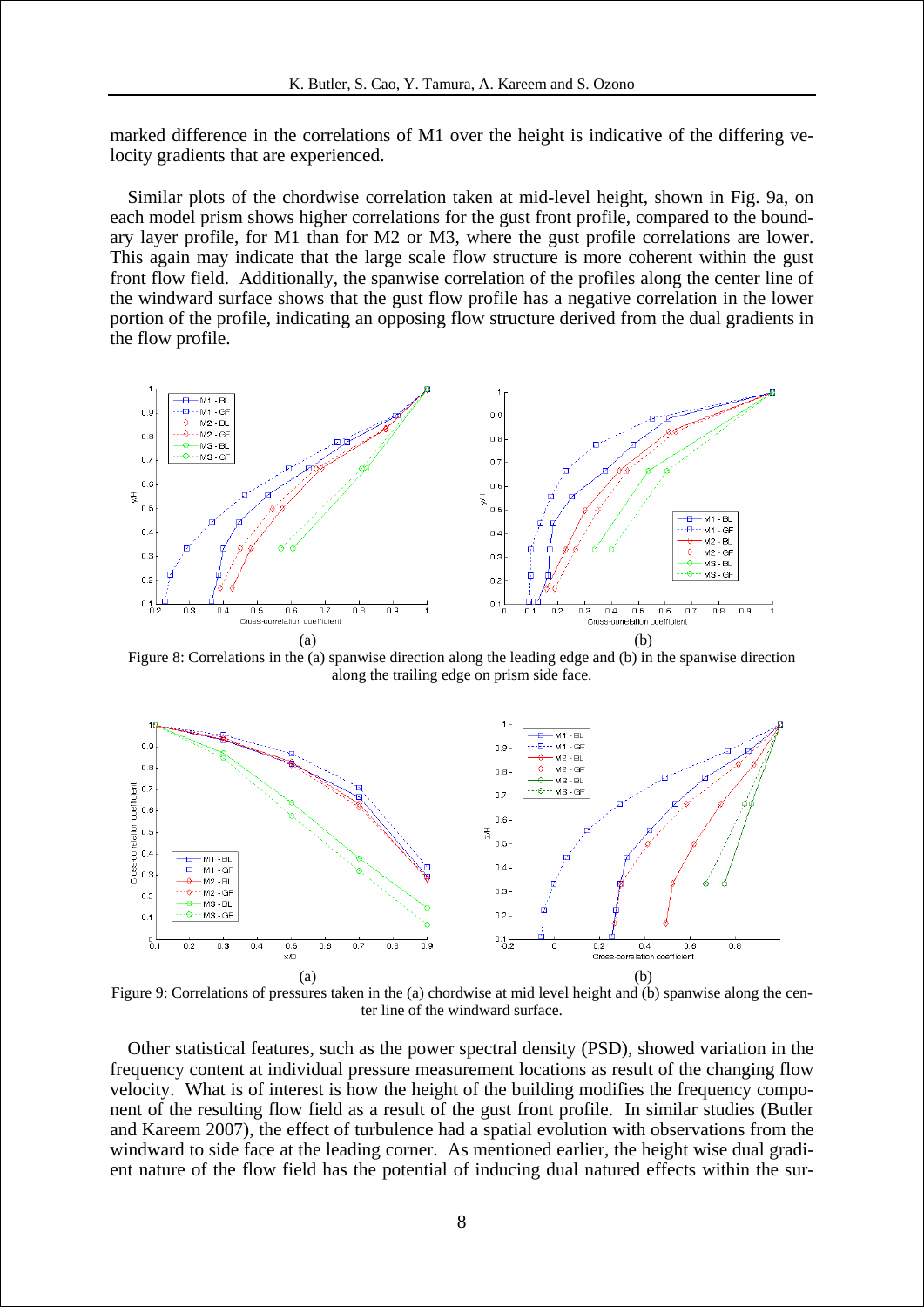marked difference in the correlations of M1 over the height is indicative of the differing velocity gradients that are experienced.

Similar plots of the chordwise correlation taken at mid-level height, shown in Fig. 9a, on each model prism shows higher correlations for the gust front profile, compared to the boundary layer profile, for M1 than for M2 or M3, where the gust profile correlations are lower. This again may indicate that the large scale flow structure is more coherent within the gust front flow field. Additionally, the spanwise correlation of the profiles along the center line of the windward surface shows that the gust flow profile has a negative correlation in the lower portion of the profile, indicating an opposing flow structure derived from the dual gradients in the flow profile.

Figure 8: Correlations in the (a) spanwise direction along the leading edge and (b) in the spanwise direction along the trailing edge on prism side face.

Figure 9: Correlations of pressures taken in the (a) chordwise at mid level height and (b) spanwise along the center line of the windward surface.

Other statistical features, such as the power spectral density (PSD), showed variation in the frequency content at individual pressure measurement locations as result of the changing flow velocity. What is of interest is how the height of the building modifies the frequency component of the resulting flow field as a result of the gust front profile. In similar studies (Butler and Kareem 2007), the effect of turbulence had a spatial evolution with observations from the windward to side face at the leading corner. As mentioned earlier, the height wise dual gradient nature of the flow field has the potential of inducing dual natured effects within the sur-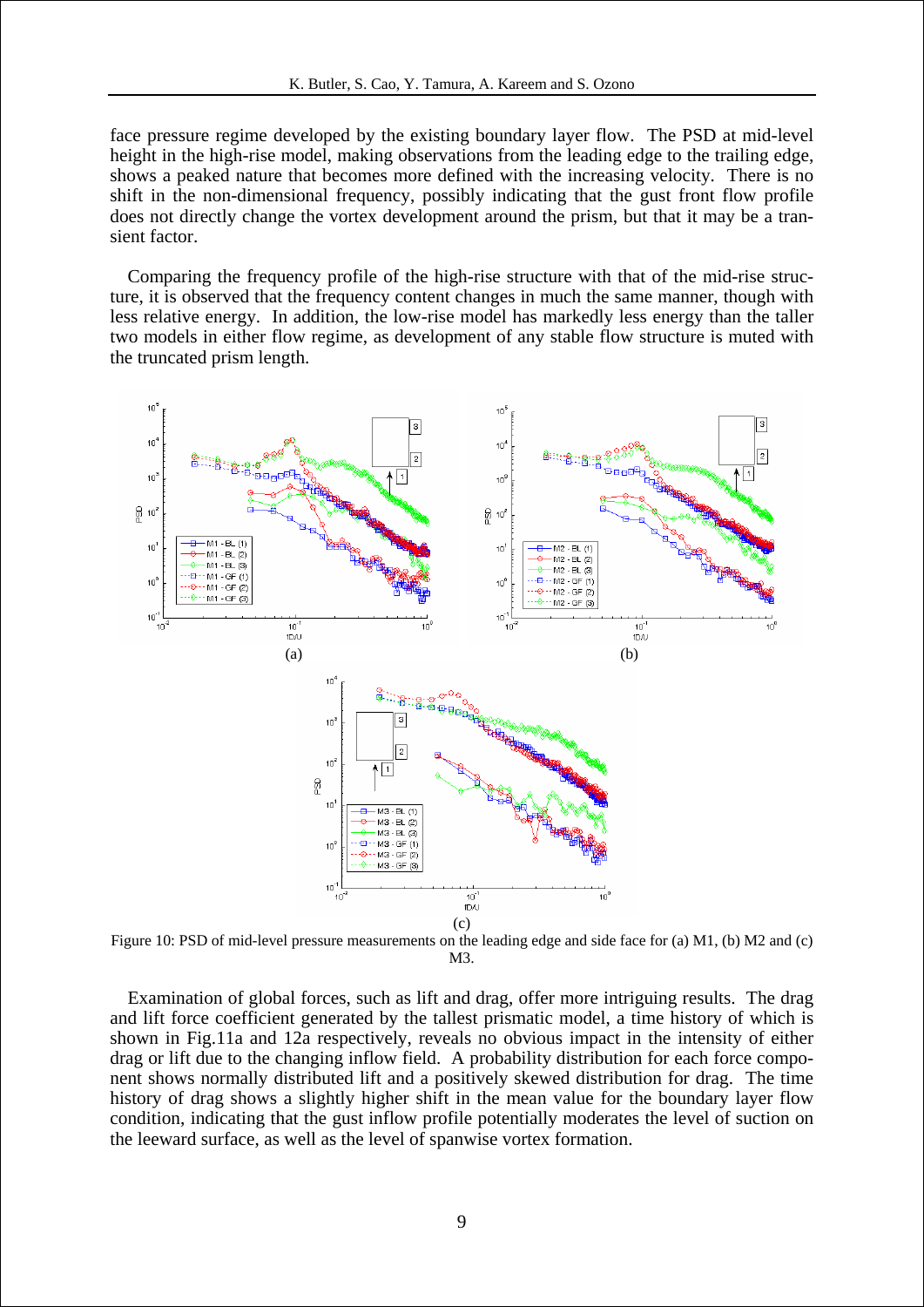face pressure regime developed by the existing boundary layer flow. The PSD at mid-level height in the high-rise model, making observations from the leading edge to the trailing edge, shows a peaked nature that becomes more defined with the increasing velocity. There is no shift in the non-dimensional frequency, possibly indicating that the gust front flow profile does not directly change the vortex development around the prism, but that it may be a transient factor.

Comparing the frequency profile of the high-rise structure with that of the mid-rise structure, it is observed that the frequency content changes in much the same manner, though with less relative energy. In addition, the low-rise model has markedly less energy than the taller two models in either flow regime, as development of any stable flow structure is muted with the truncated prism length.

Figure 10: PSD of mid-level pressure measurements on the leading edge and side face for (a) M1, (b) M2 and (c) M3.

Examination of global forces, such as lift and drag, offer more intriguing results. The drag and lift force coefficient generated by the tallest prismatic model, a time history of which is shown in Fig.11a and 12a respectively, reveals no obvious impact in the intensity of either drag or lift due to the changing inflow field. A probability distribution for each force component shows normally distributed lift and a positively skewed distribution for drag. The time history of drag shows a slightly higher shift in the mean value for the boundary layer flow condition, indicating that the gust inflow profile potentially moderates the level of suction on the leeward surface, as well as the level of spanwise vortex formation.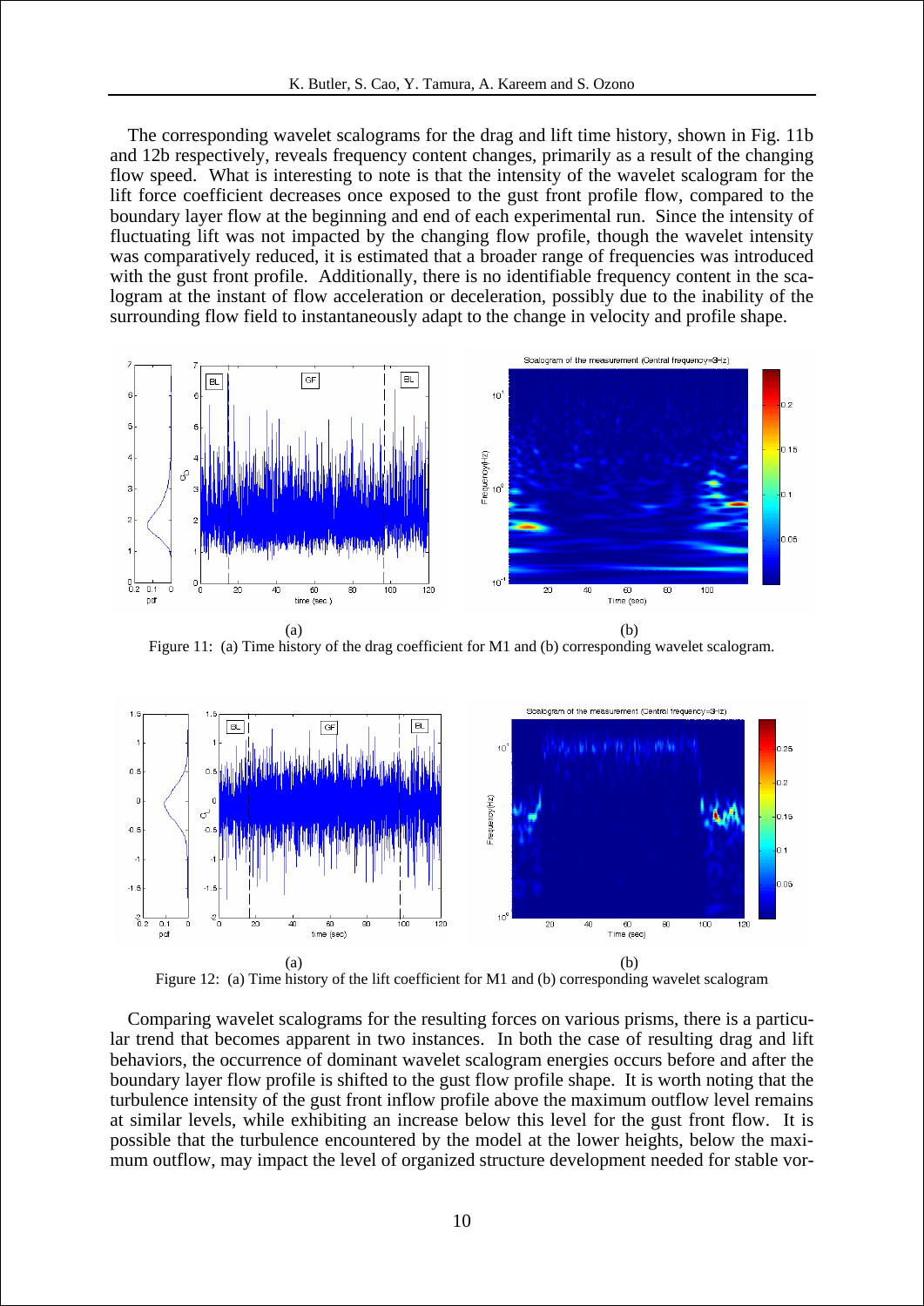The corresponding wavelet scalograms for the drag and lift time history, shown in Fig. 11b and 12b respectively, reveals frequency content changes, primarily as a result of the changing flow speed. What is interesting to note is that the intensity of the wavelet scalogram for the lift force coefficient decreases once exposed to the gust front profile flow, compared to the boundary layer flow at the beginning and end of each experimental run. Since the intensity of fluctuating lift was not impacted by the changing flow profile, though the wavelet intensity was comparatively reduced, it is estimated that a broader range of frequencies was introduced with the gust front profile. Additionally, there is no identifiable frequency content in the scalogram at the instant of flow acceleration or deceleration, possibly due to the inability of the surrounding flow field to instantaneously adapt to the change in velocity and profile shape.

(a) (b)

Figure 11: (a) Time history of the drag coefficient for M1 and (b) corresponding wavelet scalogram.

(a) (b)

Figure 12: (a) Time history of the lift coefficient for M1 and (b) corresponding wavelet scalogram

Comparing wavelet scalograms for the resulting forces on various prisms, there is a particular trend that becomes apparent in two instances. In both the case of resulting drag and lift behaviors, the occurrence of dominant wavelet scalogram energies occurs before and after the boundary layer flow profile is shifted to the gust flow profile shape. It is worth noting that the turbulence intensity of the gust front inflow profile above the maximum outflow level remains at similar levels, while exhibiting an increase below this level for the gust front flow. It is possible that the turbulence encountered by the model at the lower heights, below the maximum outflow, may impact the level of organized structure development needed for stable vor-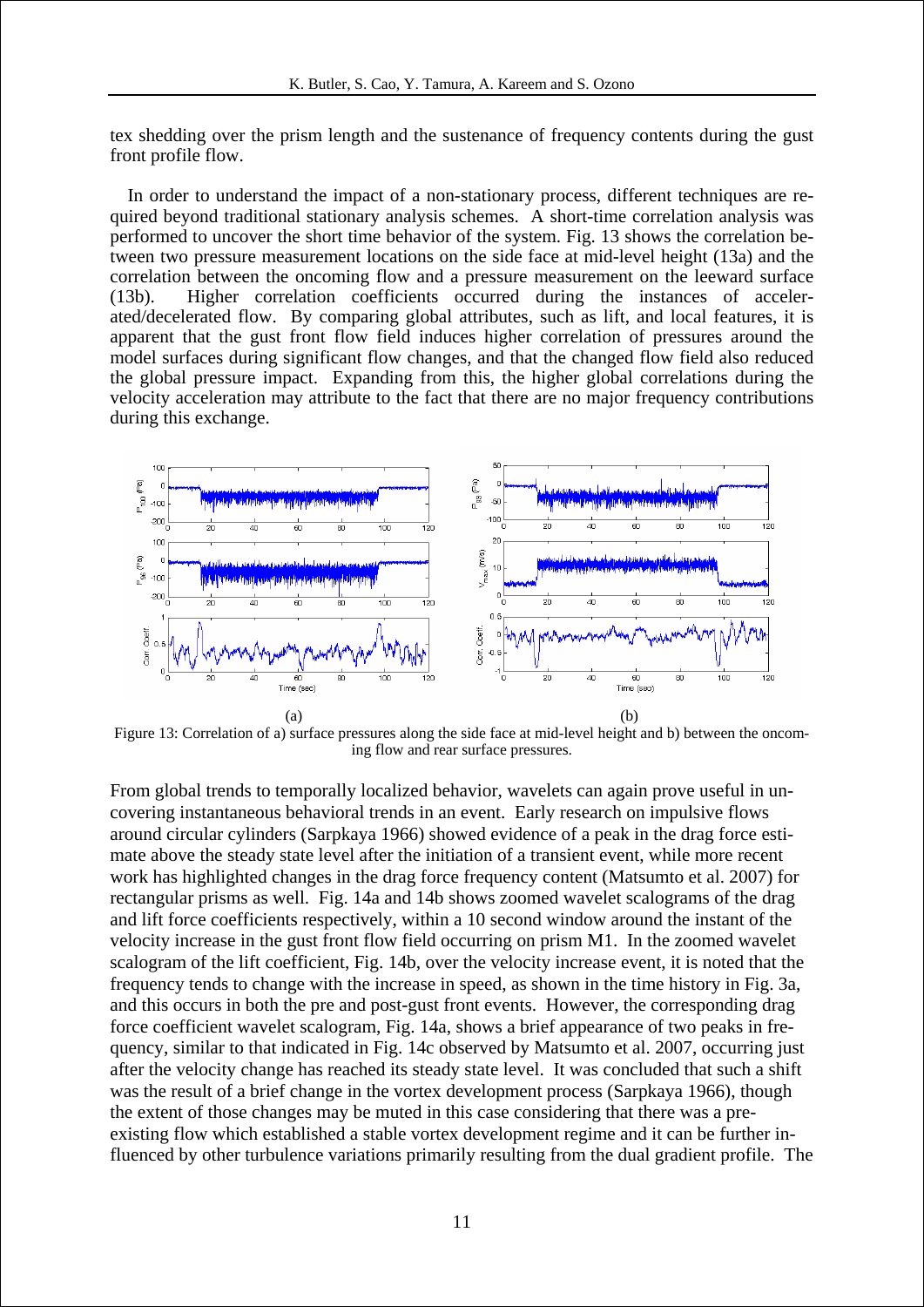tex shedding over the prism length and the sustenance of frequency contents during the gust front profile flow.

In order to understand the impact of a non-stationary process, different techniques are required beyond traditional stationary analysis schemes. A short-time correlation analysis was performed to uncover the short time behavior of the system. Fig. 13 shows the correlation between two pressure measurement locations on the side face at mid-level height (13a) and the correlation between the oncoming flow and a pressure measurement on the leeward surface (13b). Higher correlation coefficients occurred during the instances of accelerated/decelerated flow. By comparing global attributes, such as lift, and local features, it is apparent that the gust front flow field induces higher correlation of pressures around the model surfaces during significant flow changes, and that the changed flow field also reduced the global pressure impact. Expanding from this, the higher global correlations during the velocity acceleration may attribute to the fact that there are no major frequency contributions during this exchange.

(a) (b)

Figure 13: Correlation of a) surface pressures along the side face at mid-level height and b) between the oncoming flow and rear surface pressures.

From global trends to temporally localized behavior, wavelets can again prove useful in uncovering instantaneous behavioral trends in an event. Early research on impulsive flows around circular cylinders (Sarpkaya 1966) showed evidence of a peak in the drag force estimate above the steady state level after the initiation of a transient event, while more recent work has highlighted changes in the drag force frequency content (Matsumto et al. 2007) for rectangular prisms as well. Fig. 14a and 14b shows zoomed wavelet scalograms of the drag and lift force coefficients respectively, within a 10 second window around the instant of the velocity increase in the gust front flow field occurring on prism M1. In the zoomed wavelet scalogram of the lift coefficient, Fig. 14b, over the velocity increase event, it is noted that the frequency tends to change with the increase in speed, as shown in the time history in Fig. 3a, and this occurs in both the pre and post-gust front events. However, the corresponding drag force coefficient wavelet scalogram, Fig. 14a, shows a brief appearance of two peaks in frequency, similar to that indicated in Fig. 14c observed by Matsumto et al. 2007, occurring just after the velocity change has reached its steady state level. It was concluded that such a shift was the result of a brief change in the vortex development process (Sarpkaya 1966), though the extent of those changes may be muted in this case considering that there was a pre-existing flow which established a stable vortex development regime and it can be further influenced by other turbulence variations primarily resulting from the dual gradient profile. The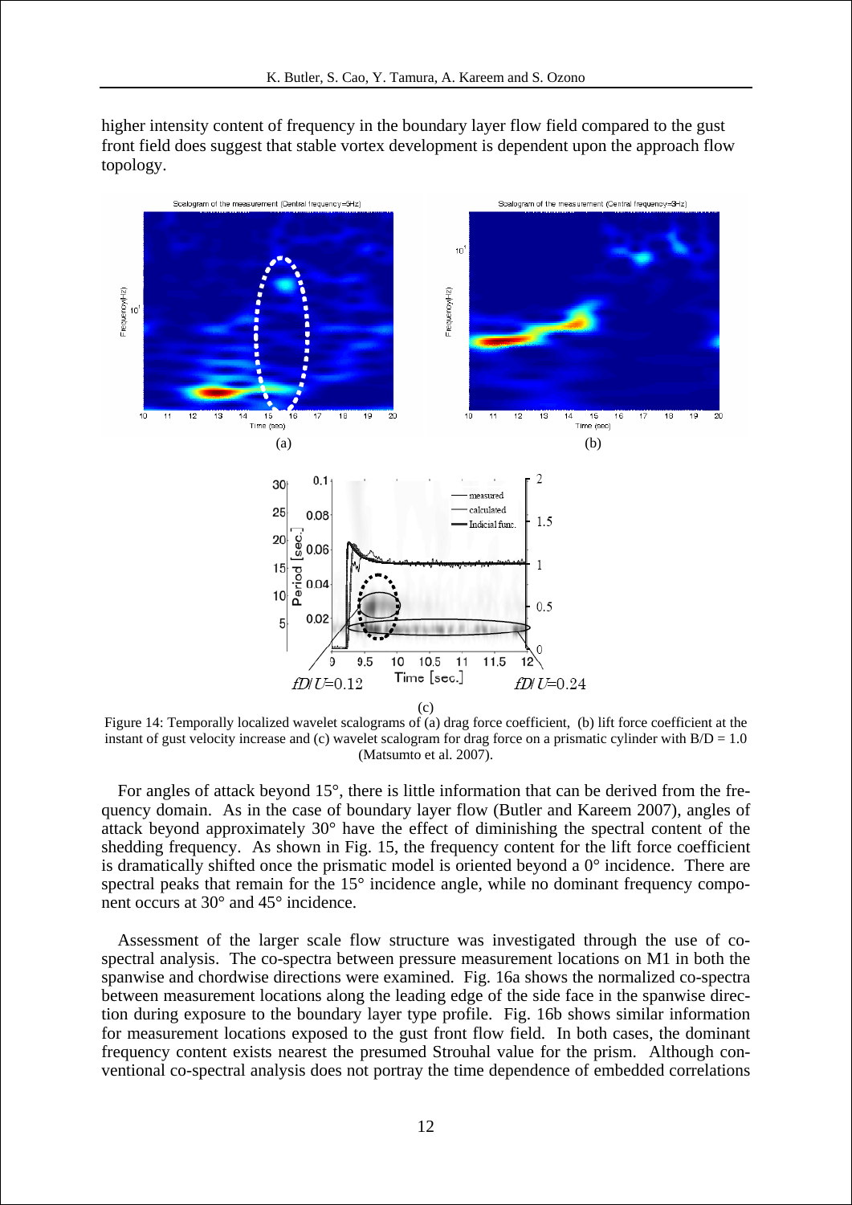higher intensity content of frequency in the boundary layer flow field compared to the gust front field does suggest that stable vortex development is dependent upon the approach flow topology.

Figure 14: Temporally localized wavelet scalograms of (a) drag force coefficient, (b) lift force coefficient at the instant of gust velocity increase and (c) wavelet scalogram for drag force on a prismatic cylinder with B/D = 1.0 (Matsumto et al. 2007).

For angles of attack beyond 15°, there is little information that can be derived from the frequency domain. As in the case of boundary layer flow (Butler and Kareem 2007), angles of attack beyond approximately 30° have the effect of diminishing the spectral content of the shedding frequency. As shown in Fig. 15, the frequency content for the lift force coefficient is dramatically shifted once the prismatic model is oriented beyond a 0° incidence. There are spectral peaks that remain for the 15° incidence angle, while no dominant frequency component occurs at 30° and 45° incidence.

Assessment of the larger scale flow structure was investigated through the use of co-spectral analysis. The co-spectra between pressure measurement locations on M1 in both the spanwise and chordwise directions were examined. Fig. 16a shows the normalized co-spectra between measurement locations along the leading edge of the side face in the spanwise direction during exposure to the boundary layer type profile. Fig. 16b shows similar information for measurement locations exposed to the gust front flow field. In both cases, the dominant frequency content exists nearest the presumed Strouhal value for the prism. Although conventional co-spectral analysis does not portray the time dependence of embedded correlations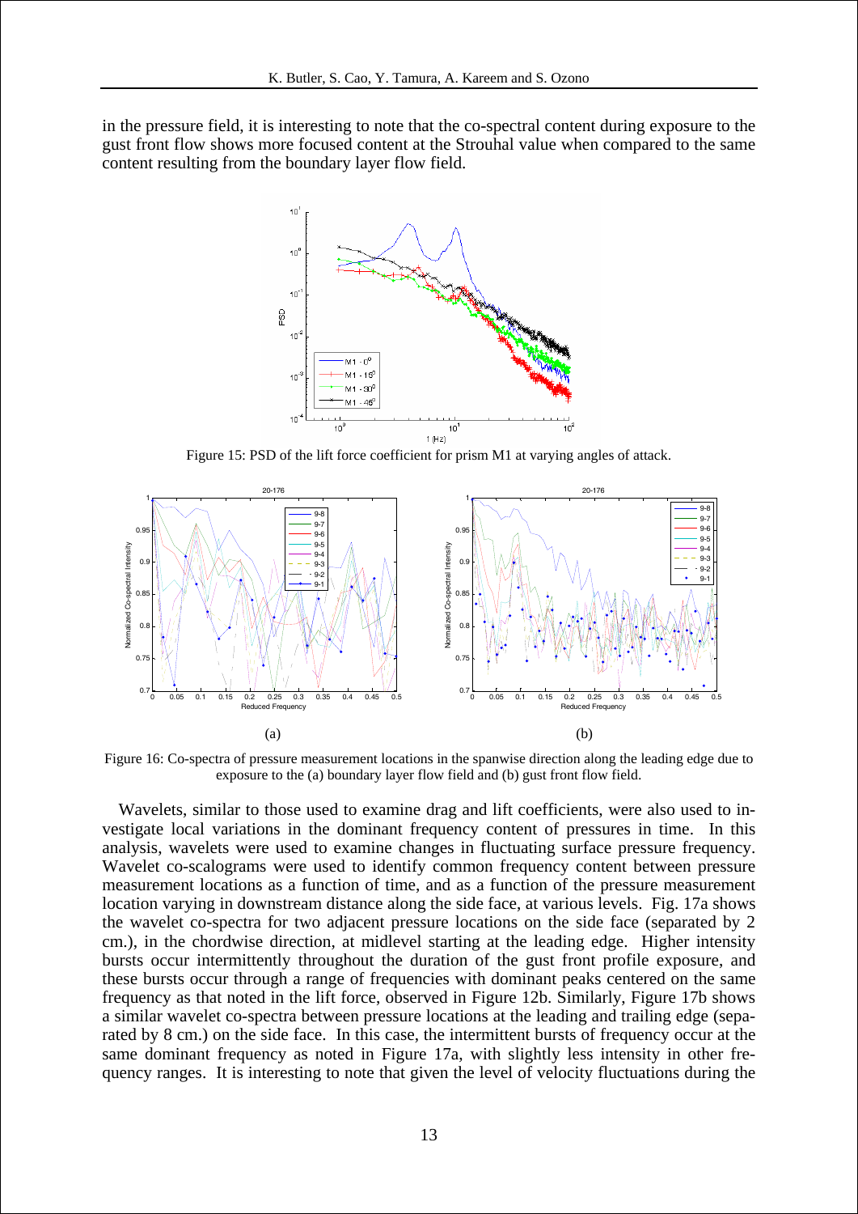in the pressure field, it is interesting to note that the co-spectral content during exposure to the gust front flow shows more focused content at the Strouhal value when compared to the same content resulting from the boundary layer flow field.

Figure 15: PSD of the lift force coefficient for prism M1 at varying angles of attack.

Figure 16: Co-spectra of pressure measurement locations in the spanwise direction along the leading edge due to exposure to the (a) boundary layer flow field and (b) gust front flow field.

Wavelets, similar to those used to examine drag and lift coefficients, were also used to investigate local variations in the dominant frequency content of pressures in time. In this analysis, wavelets were used to examine changes in fluctuating surface pressure frequency. Wavelet co-scalograms were used to identify common frequency content between pressure measurement locations as a function of time, and as a function of the pressure measurement location varying in downstream distance along the side face, at various levels. Fig. 17a shows the wavelet co-spectra for two adjacent pressure locations on the side face (separated by 2 cm.), in the chordwise direction, at midlevel starting at the leading edge. Higher intensity bursts occur intermittently throughout the duration of the gust front profile exposure, and these bursts occur through a range of frequencies with dominant peaks centered on the same frequency as that noted in the lift force, observed in Figure 12b. Similarly, Figure 17b shows a similar wavelet co-spectra between pressure locations at the leading and trailing edge (separated by 8 cm.) on the side face. In this case, the intermittent bursts of frequency occur at the same dominant frequency as noted in Figure 17a, with slightly less intensity in other frequency ranges. It is interesting to note that given the level of velocity fluctuations during the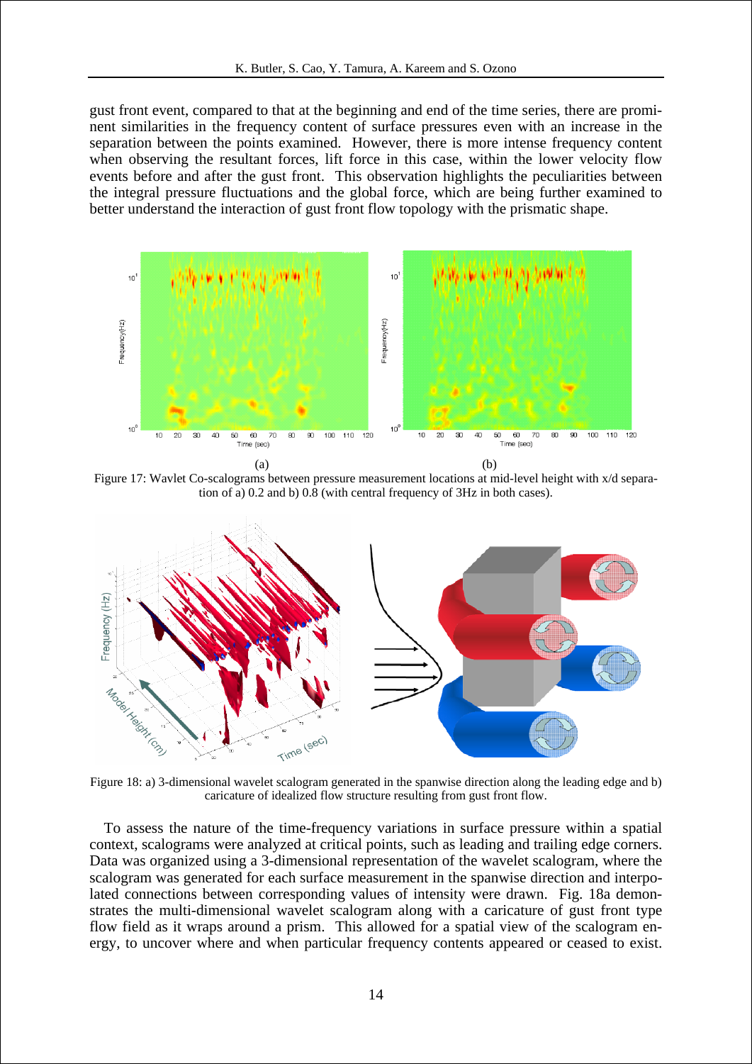gust front event, compared to that at the beginning and end of the time series, there are prominent similarities in the frequency content of surface pressures even with an increase in the separation between the points examined. However, there is more intense frequency content when observing the resultant forces, lift force in this case, within the lower velocity flow events before and after the gust front. This observation highlights the peculiarities between the integral pressure fluctuations and the global force, which are being further examined to better understand the interaction of gust front flow topology with the prismatic shape.

(a) (b)

Figure 17: Wavlet Co-scalograms between pressure measurement locations at mid-level height with x/d separation of a) 0.2 and b) 0.8 (with central frequency of 3Hz in both cases).

Figure 18: a) 3-dimensional wavelet scalogram generated in the spanwise direction along the leading edge and b) caricature of idealized flow structure resulting from gust front flow.

To assess the nature of the time-frequency variations in surface pressure within a spatial context, scalograms were analyzed at critical points, such as leading and trailing edge corners. Data was organized using a 3-dimensional representation of the wavelet scalogram, where the scalogram was generated for each surface measurement in the spanwise direction and interpolated connections between corresponding values of intensity were drawn. Fig. 18a demonstrates the multi-dimensional wavelet scalogram along with a caricature of gust front type flow field as it wraps around a prism. This allowed for a spatial view of the scalogram energy, to uncover where and when particular frequency contents appeared or ceased to exist.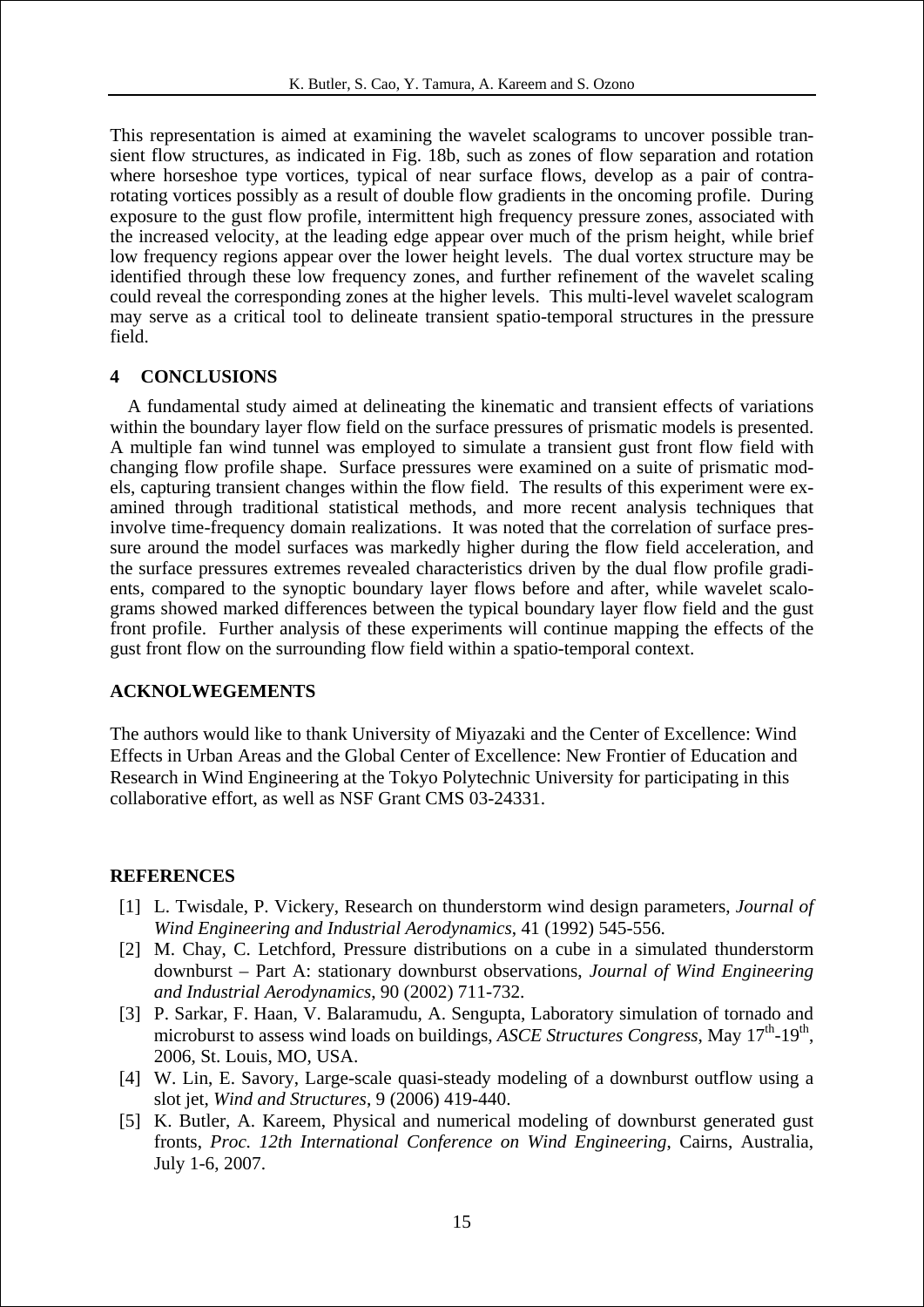This representation is aimed at examining the wavelet scalograms to uncover possible transient flow structures, as indicated in Fig. 18b, such as zones of flow separation and rotation where horseshoe type vortices, typical of near surface flows, develop as a pair of contra-rotating vortices possibly as a result of double flow gradients in the oncoming profile. During exposure to the gust flow profile, intermittent high frequency pressure zones, associated with the increased velocity, at the leading edge appear over much of the prism height, while brief low frequency regions appear over the lower height levels. The dual vortex structure may be identified through these low frequency zones, and further refinement of the wavelet scaling could reveal the corresponding zones at the higher levels. This multi-level wavelet scalogram may serve as a critical tool to delineate transient spatio-temporal structures in the pressure field.

## 4 CONCLUSIONS

A fundamental study aimed at delineating the kinematic and transient effects of variations within the boundary layer flow field on the surface pressures of prismatic models is presented. A multiple fan wind tunnel was employed to simulate a transient gust front flow field with changing flow profile shape. Surface pressures were examined on a suite of prismatic models, capturing transient changes within the flow field. The results of this experiment were examined through traditional statistical methods, and more recent analysis techniques that involve time-frequency domain realizations. It was noted that the correlation of surface pressure around the model surfaces was markedly higher during the flow field acceleration, and the surface pressures extremes revealed characteristics driven by the dual flow profile gradients, compared to the synoptic boundary layer flows before and after, while wavelet scalograms showed marked differences between the typical boundary layer flow field and the gust front profile. Further analysis of these experiments will continue mapping the effects of the gust front flow on the surrounding flow field within a spatio-temporal context.

## ACKNOLWEGEMENTS

The authors would like to thank University of Miyazaki and the Center of Excellence: Wind Effects in Urban Areas and the Global Center of Excellence: New Frontier of Education and Research in Wind Engineering at the Tokyo Polytechnic University for participating in this collaborative effort, as well as NSF Grant CMS 03-24331.

## REFERENCES

[1] L. Twisdale, P. Vickery, Research on thunderstorm wind design parameters, *Journal of Wind Engineering and Industrial Aerodynamics*, 41 (1992) 545-556.

[2] M. Chay, C. Letchford, Pressure distributions on a cube in a simulated thunderstorm downburst – Part A: stationary downburst observations, *Journal of Wind Engineering and Industrial Aerodynamics*, 90 (2002) 711-732.

[3] P. Sarkar, F. Haan, V. Balaramudu, A. Sengupta, Laboratory simulation of tornado and microburst to assess wind loads on buildings, *ASCE Structures Congress*, May 17th-19th, 2006, St. Louis, MO, USA.

[4] W. Lin, E. Savory, Large-scale quasi-steady modeling of a downburst outflow using a slot jet, *Wind and Structures*, 9 (2006) 419-440.

[5] K. Butler, A. Kareem, Physical and numerical modeling of downburst generated gust fronts, *Proc. 12th International Conference on Wind Engineering*, Cairns, Australia, July 1-6, 2007.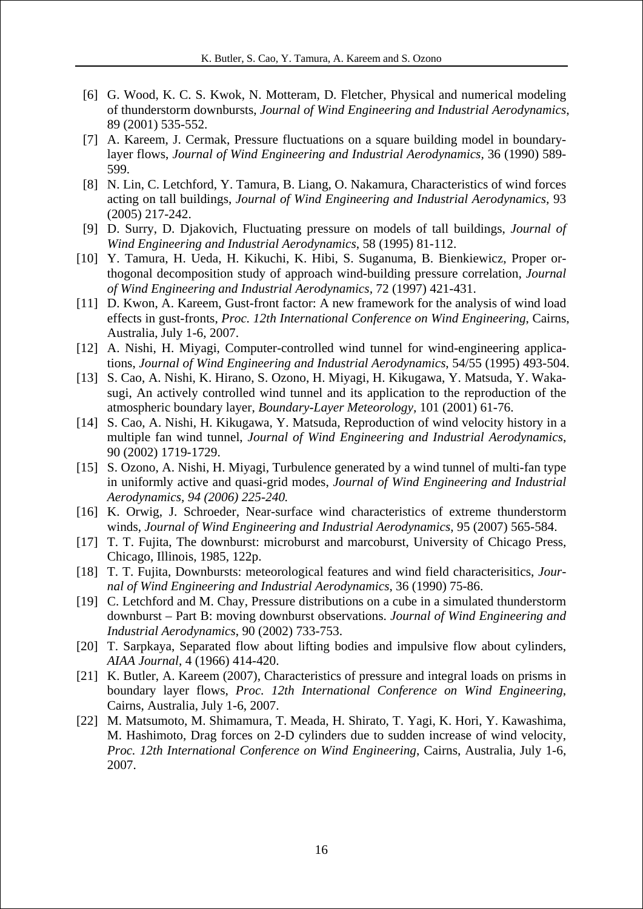[6] G. Wood, K. C. S. Kwok, N. Motteram, D. Fletcher, Physical and numerical modeling of thunderstorm downbursts, *Journal of Wind Engineering and Industrial Aerodynamics*, 89 (2001) 535-552.

[7] A. Kareem, J. Cermak, Pressure fluctuations on a square building model in boundary-layer flows, *Journal of Wind Engineering and Industrial Aerodynamics*, 36 (1990) 589-599.

[8] N. Lin, C. Letchford, Y. Tamura, B. Liang, O. Nakamura, Characteristics of wind forces acting on tall buildings, *Journal of Wind Engineering and Industrial Aerodynamics*, 93 (2005) 217-242.

[9] D. Surry, D. Djakovich, Fluctuating pressure on models of tall buildings, *Journal of Wind Engineering and Industrial Aerodynamics*, 58 (1995) 81-112.

[10] Y. Tamura, H. Ueda, H. Kikuchi, K. Hibi, S. Suganuma, B. Bienkiewicz, Proper orthogonal decomposition study of approach wind-building pressure correlation, *Journal of Wind Engineering and Industrial Aerodynamics*, 72 (1997) 421-431.

[11] D. Kwon, A. Kareem, Gust-front factor: A new framework for the analysis of wind load effects in gust-fronts, *Proc. 12th International Conference on Wind Engineering*, Cairns, Australia, July 1-6, 2007.

[12] A. Nishi, H. Miyagi, Computer-controlled wind tunnel for wind-engineering applications, *Journal of Wind Engineering and Industrial Aerodynamics*, 54/55 (1995) 493-504.

[13] S. Cao, A. Nishi, K. Hirano, S. Ozono, H. Miyagi, H. Kikugawa, Y. Matsuda, Y. Wakasugi, An actively controlled wind tunnel and its application to the reproduction of the atmospheric boundary layer, *Boundary-Layer Meteorology*, 101 (2001) 61-76.

[14] S. Cao, A. Nishi, H. Kikugawa, Y. Matsuda, Reproduction of wind velocity history in a multiple fan wind tunnel, *Journal of Wind Engineering and Industrial Aerodynamics*, 90 (2002) 1719-1729.

[15] S. Ozono, A. Nishi, H. Miyagi, Turbulence generated by a wind tunnel of multi-fan type in uniformly active and quasi-grid modes, *Journal of Wind Engineering and Industrial Aerodynamics, 94 (2006) 225-240.*

[16] K. Orwig, J. Schroeder, Near-surface wind characteristics of extreme thunderstorm winds, *Journal of Wind Engineering and Industrial Aerodynamics*, 95 (2007) 565-584.

[17] T. T. Fujita, The downburst: microburst and marcoburst, University of Chicago Press, Chicago, Illinois, 1985, 122p.

[18] T. T. Fujita, Downbursts: meteorological features and wind field characterisitics, *Journal of Wind Engineering and Industrial Aerodynamics*, 36 (1990) 75-86.

[19] C. Letchford and M. Chay, Pressure distributions on a cube in a simulated thunderstorm downburst – Part B: moving downburst observations. *Journal of Wind Engineering and Industrial Aerodynamics*, 90 (2002) 733-753.

[20] T. Sarpkaya, Separated flow about lifting bodies and impulsive flow about cylinders, *AIAA Journal*, 4 (1966) 414-420.

[21] K. Butler, A. Kareem (2007), Characteristics of pressure and integral loads on prisms in boundary layer flows, *Proc. 12th International Conference on Wind Engineering*, Cairns, Australia, July 1-6, 2007.

[22] M. Matsumoto, M. Shimamura, T. Meada, H. Shirato, T. Yagi, K. Hori, Y. Kawashima, M. Hashimoto, Drag forces on 2-D cylinders due to sudden increase of wind velocity, *Proc. 12th International Conference on Wind Engineering*, Cairns, Australia, July 1-6, 2007.